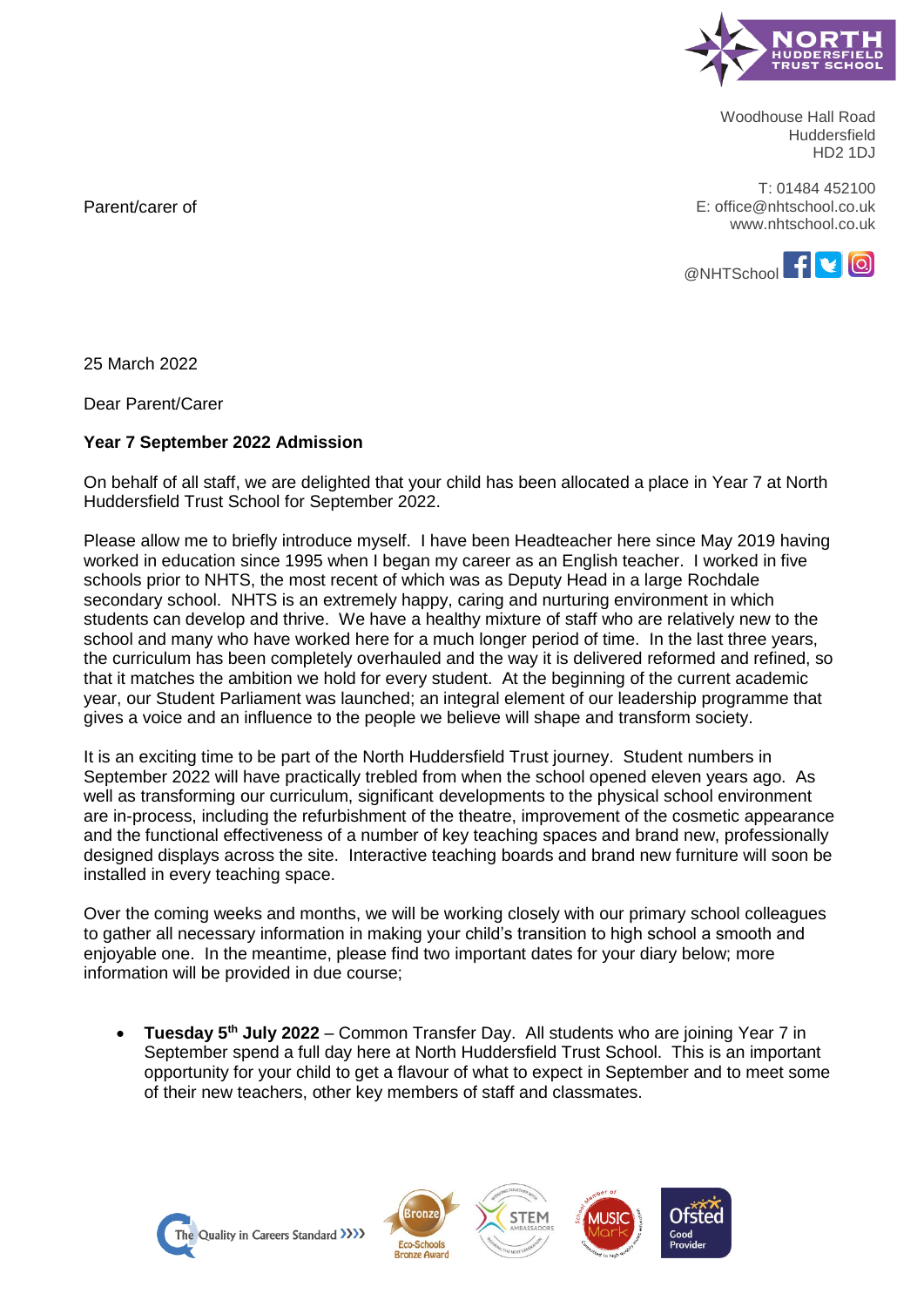Woodhouse Hall Road
Huddersfield
HD2 1DJ

T: 01484 452100
E: office@nhtschool.co.uk
www.nhtschool.co.uk

@NHTSchool

Parent/carer of

25 March 2022

Dear Parent/Carer

**Year 7 September 2022 Admission**

On behalf of all staff, we are delighted that your child has been allocated a place in Year 7 at North Huddersfield Trust School for September 2022.

Please allow me to briefly introduce myself. I have been Headteacher here since May 2019 having worked in education since 1995 when I began my career as an English teacher. I worked in five schools prior to NHTS, the most recent of which was as Deputy Head in a large Rochdale secondary school. NHTS is an extremely happy, caring and nurturing environment in which students can develop and thrive. We have a healthy mixture of staff who are relatively new to the school and many who have worked here for a much longer period of time. In the last three years, the curriculum has been completely overhauled and the way it is delivered reformed and refined, so that it matches the ambition we hold for every student. At the beginning of the current academic year, our Student Parliament was launched; an integral element of our leadership programme that gives a voice and an influence to the people we believe will shape and transform society.

It is an exciting time to be part of the North Huddersfield Trust journey. Student numbers in September 2022 will have practically trebled from when the school opened eleven years ago. As well as transforming our curriculum, significant developments to the physical school environment are in-process, including the refurbishment of the theatre, improvement of the cosmetic appearance and the functional effectiveness of a number of key teaching spaces and brand new, professionally designed displays across the site. Interactive teaching boards and brand new furniture will soon be installed in every teaching space.

Over the coming weeks and months, we will be working closely with our primary school colleagues to gather all necessary information in making your child's transition to high school a smooth and enjoyable one. In the meantime, please find two important dates for your diary below; more information will be provided in due course;

- **Tuesday 5th July 2022** – Common Transfer Day. All students who are joining Year 7 in September spend a full day here at North Huddersfield Trust School. This is an important opportunity for your child to get a flavour of what to expect in September and to meet some of their new teachers, other key members of staff and classmates.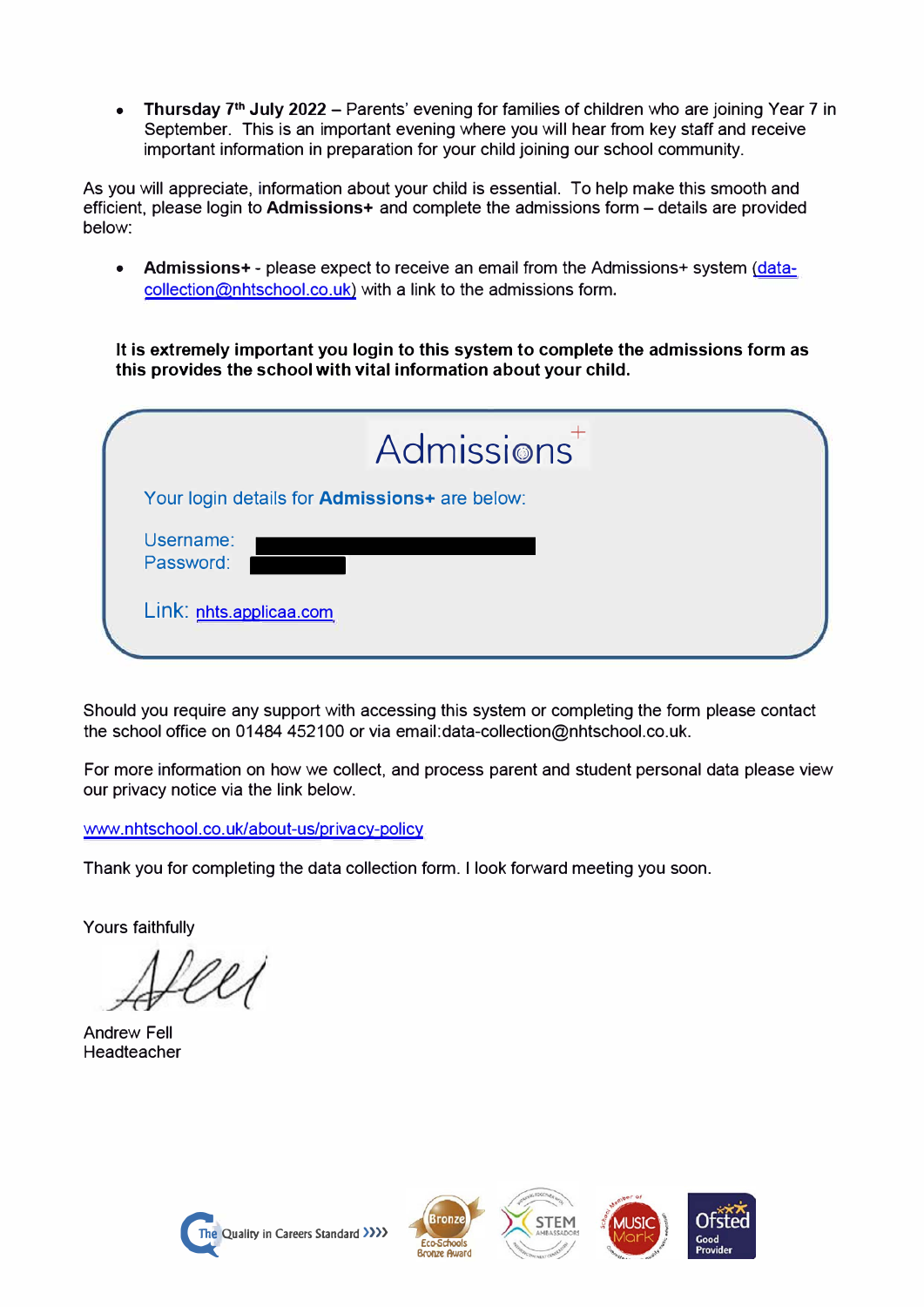- **Thursday 7th July 2022 –** Parents' evening for families of children who are joining Year 7 in September. This is an important evening where you will hear from key staff and receive important information in preparation for your child joining our school community.

As you will appreciate, information about your child is essential. To help make this smooth and efficient, please login to **Admissions+** and complete the admissions form – details are provided below:

- **Admissions+** - please expect to receive an email from the Admissions+ system (data-collection@nhtschool.co.uk) with a link to the admissions form.

**It is extremely important you login to this system to complete the admissions form as this provides the school with vital information about your child.**

Admissions+

Your login details for **Admissions+** are below:

Username:
Password:

Link: nhts.applicaa.com

Should you require any support with accessing this system or completing the form please contact the school office on 01484 452100 or via email:data-collection@nhtschool.co.uk.

For more information on how we collect, and process parent and student personal data please view our privacy notice via the link below.

www.nhtschool.co.uk/about-us/privacy-policy

Thank you for completing the data collection form. I look forward meeting you soon.

Yours faithfully

Andrew Fell
Headteacher